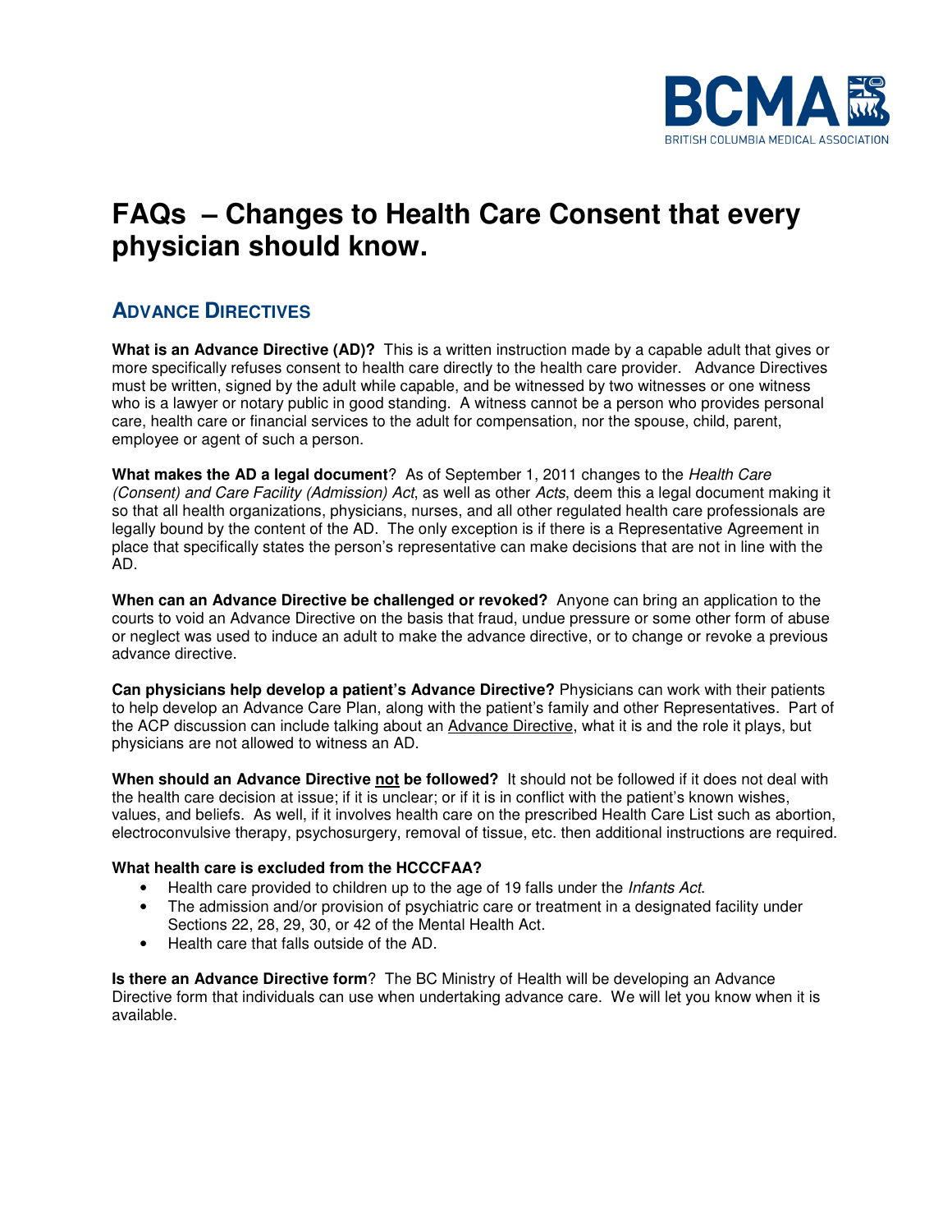# FAQs – Changes to Health Care Consent that every physician should know.

## ADVANCE DIRECTIVES

**What is an Advance Directive (AD)?** This is a written instruction made by a capable adult that gives or more specifically refuses consent to health care directly to the health care provider. Advance Directives must be written, signed by the adult while capable, and be witnessed by two witnesses or one witness who is a lawyer or notary public in good standing. A witness cannot be a person who provides personal care, health care or financial services to the adult for compensation, nor the spouse, child, parent, employee or agent of such a person.

**What makes the AD a legal document**? As of September 1, 2011 changes to the *Health Care (Consent) and Care Facility (Admission) Act*, as well as other *Acts*, deem this a legal document making it so that all health organizations, physicians, nurses, and all other regulated health care professionals are legally bound by the content of the AD. The only exception is if there is a Representative Agreement in place that specifically states the person's representative can make decisions that are not in line with the AD.

**When can an Advance Directive be challenged or revoked?** Anyone can bring an application to the courts to void an Advance Directive on the basis that fraud, undue pressure or some other form of abuse or neglect was used to induce an adult to make the advance directive, or to change or revoke a previous advance directive.

**Can physicians help develop a patient's Advance Directive?** Physicians can work with their patients to help develop an Advance Care Plan, along with the patient's family and other Representatives. Part of the ACP discussion can include talking about an Advance Directive, what it is and the role it plays, but physicians are not allowed to witness an AD.

**When should an Advance Directive <u>not</u> be followed?** It should not be followed if it does not deal with the health care decision at issue; if it is unclear; or if it is in conflict with the patient's known wishes, values, and beliefs. As well, if it involves health care on the prescribed Health Care List such as abortion, electroconvulsive therapy, psychosurgery, removal of tissue, etc. then additional instructions are required.

**What health care is excluded from the HCCCFAA?**

- Health care provided to children up to the age of 19 falls under the *Infants Act*.
- The admission and/or provision of psychiatric care or treatment in a designated facility under Sections 22, 28, 29, 30, or 42 of the Mental Health Act.
- Health care that falls outside of the AD.

**Is there an Advance Directive form**? The BC Ministry of Health will be developing an Advance Directive form that individuals can use when undertaking advance care. We will let you know when it is available.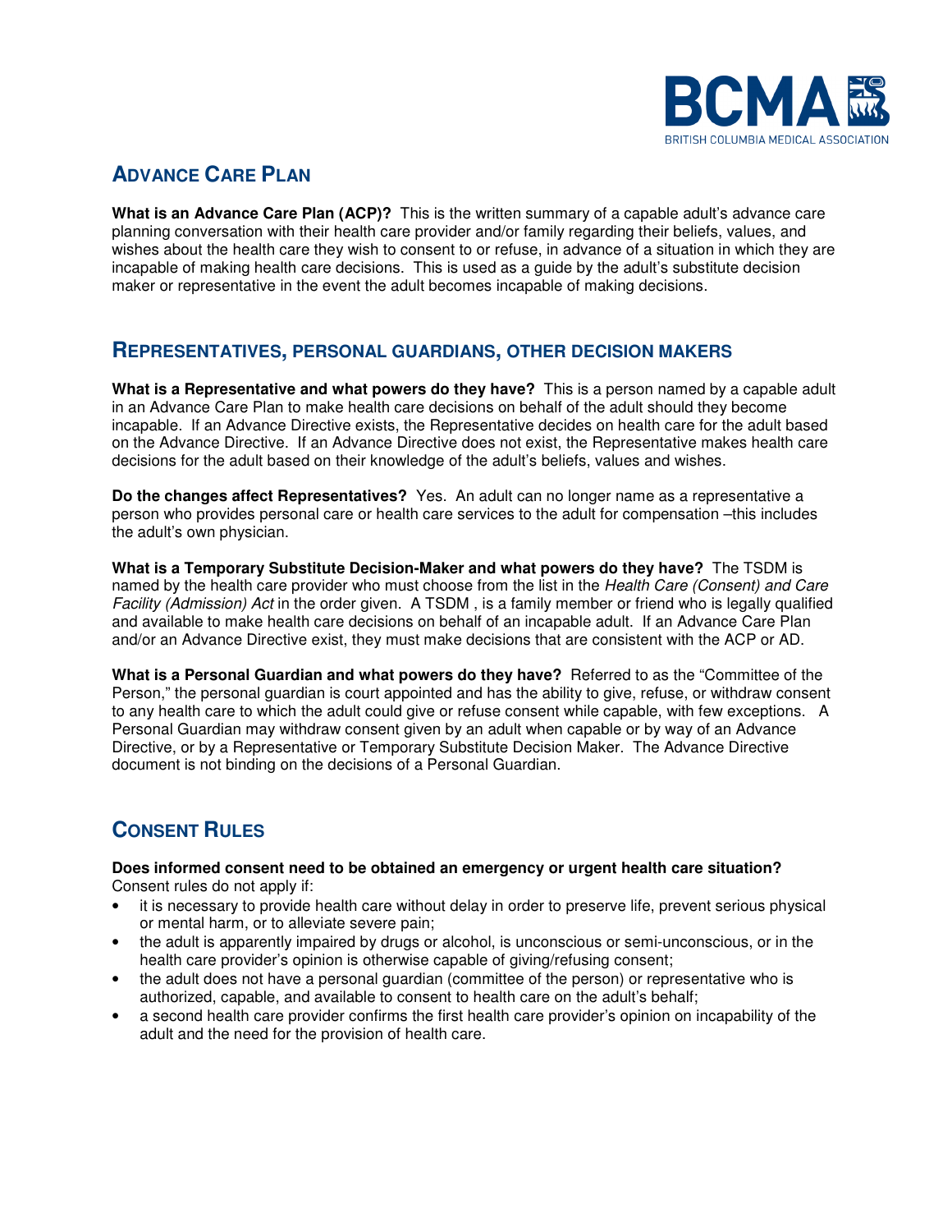## ADVANCE CARE PLAN

**What is an Advance Care Plan (ACP)?** This is the written summary of a capable adult's advance care planning conversation with their health care provider and/or family regarding their beliefs, values, and wishes about the health care they wish to consent to or refuse, in advance of a situation in which they are incapable of making health care decisions. This is used as a guide by the adult's substitute decision maker or representative in the event the adult becomes incapable of making decisions.

## REPRESENTATIVES, PERSONAL GUARDIANS, OTHER DECISION MAKERS

**What is a Representative and what powers do they have?** This is a person named by a capable adult in an Advance Care Plan to make health care decisions on behalf of the adult should they become incapable. If an Advance Directive exists, the Representative decides on health care for the adult based on the Advance Directive. If an Advance Directive does not exist, the Representative makes health care decisions for the adult based on their knowledge of the adult's beliefs, values and wishes.

**Do the changes affect Representatives?** Yes. An adult can no longer name as a representative a person who provides personal care or health care services to the adult for compensation –this includes the adult's own physician.

**What is a Temporary Substitute Decision-Maker and what powers do they have?** The TSDM is named by the health care provider who must choose from the list in the *Health Care (Consent) and Care Facility (Admission) Act* in the order given. A TSDM , is a family member or friend who is legally qualified and available to make health care decisions on behalf of an incapable adult. If an Advance Care Plan and/or an Advance Directive exist, they must make decisions that are consistent with the ACP or AD.

**What is a Personal Guardian and what powers do they have?** Referred to as the "Committee of the Person," the personal guardian is court appointed and has the ability to give, refuse, or withdraw consent to any health care to which the adult could give or refuse consent while capable, with few exceptions. A Personal Guardian may withdraw consent given by an adult when capable or by way of an Advance Directive, or by a Representative or Temporary Substitute Decision Maker. The Advance Directive document is not binding on the decisions of a Personal Guardian.

## CONSENT RULES

**Does informed consent need to be obtained an emergency or urgent health care situation?**
Consent rules do not apply if:

- it is necessary to provide health care without delay in order to preserve life, prevent serious physical or mental harm, or to alleviate severe pain;
- the adult is apparently impaired by drugs or alcohol, is unconscious or semi-unconscious, or in the health care provider's opinion is otherwise capable of giving/refusing consent;
- the adult does not have a personal guardian (committee of the person) or representative who is authorized, capable, and available to consent to health care on the adult's behalf;
- a second health care provider confirms the first health care provider's opinion on incapability of the adult and the need for the provision of health care.